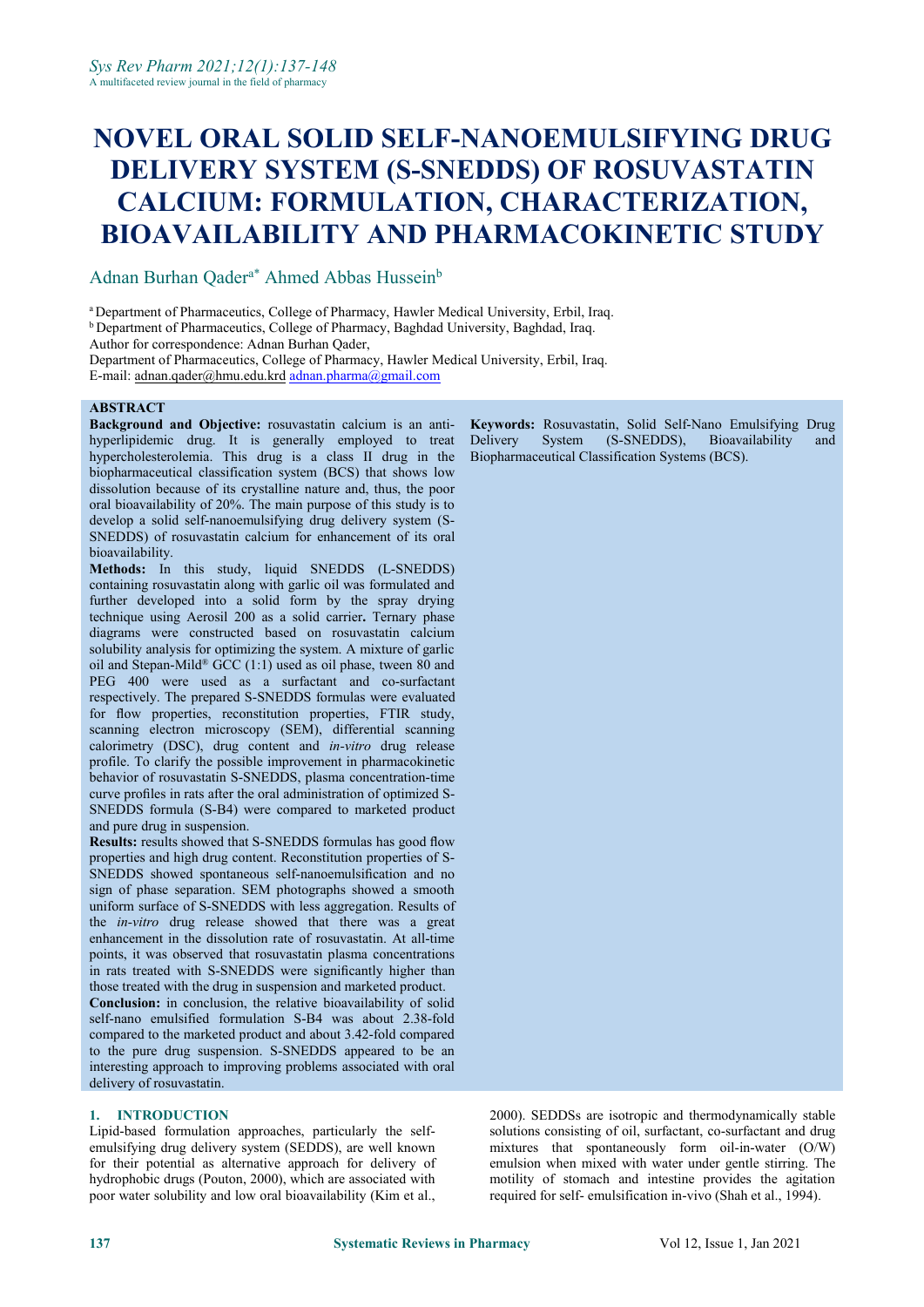# NOVEL ORAL SOLID SELF-NANOEMULSIFYING DRUG DELIVERY SYSTEM (S-SNEDDS) OF ROSUVASTATIN CALCIUM: FORMULATION, CHARACTERIZATION, BIOAVAILABILITY AND PHARMACOKINETIC STUDY

Adnan Burhan Qader[a*] Ahmed Abbas Hussein[b]

[a] Department of Pharmaceutics, College of Pharmacy, Hawler Medical University, Erbil, Iraq.
[b] Department of Pharmaceutics, College of Pharmacy, Baghdad University, Baghdad, Iraq.
Author for correspondence: Adnan Burhan Qader,
Department of Pharmaceutics, College of Pharmacy, Hawler Medical University, Erbil, Iraq.
E-mail: adnan.qader@hmu.edu.krd adnan.pharma@gmail.com

## ABSTRACT

**Background and Objective:** rosuvastatin calcium is an anti-hyperlipidemic drug. It is generally employed to treat hypercholesterolemia. This drug is a class II drug in the biopharmaceutical classification system (BCS) that shows low dissolution because of its crystalline nature and, thus, the poor oral bioavailability of 20%. The main purpose of this study is to develop a solid self-nanoemulsifying drug delivery system (S-SNEDDS) of rosuvastatin calcium for enhancement of its oral bioavailability.

**Methods:** In this study, liquid SNEDDS (L-SNEDDS) containing rosuvastatin along with garlic oil was formulated and further developed into a solid form by the spray drying technique using Aerosil 200 as a solid carrier**.** Ternary phase diagrams were constructed based on rosuvastatin calcium solubility analysis for optimizing the system. A mixture of garlic oil and Stepan-Mild® GCC (1:1) used as oil phase, tween 80 and PEG 400 were used as a surfactant and co-surfactant respectively. The prepared S-SNEDDS formulas were evaluated for flow properties, reconstitution properties, FTIR study, scanning electron microscopy (SEM), differential scanning calorimetry (DSC), drug content and *in-vitro* drug release profile. To clarify the possible improvement in pharmacokinetic behavior of rosuvastatin S-SNEDDS, plasma concentration-time curve profiles in rats after the oral administration of optimized S-SNEDDS formula (S-B4) were compared to marketed product and pure drug in suspension.

**Results:** results showed that S-SNEDDS formulas has good flow properties and high drug content. Reconstitution properties of S-SNEDDS showed spontaneous self-nanoemulsification and no sign of phase separation. SEM photographs showed a smooth uniform surface of S-SNEDDS with less aggregation. Results of the *in-vitro* drug release showed that there was a great enhancement in the dissolution rate of rosuvastatin. At all-time points, it was observed that rosuvastatin plasma concentrations in rats treated with S-SNEDDS were significantly higher than those treated with the drug in suspension and marketed product.

**Conclusion:** in conclusion, the relative bioavailability of solid self-nano emulsified formulation S-B4 was about 2.38-fold compared to the marketed product and about 3.42-fold compared to the pure drug suspension. S-SNEDDS appeared to be an interesting approach to improving problems associated with oral delivery of rosuvastatin.

**Keywords:** Rosuvastatin, Solid Self-Nano Emulsifying Drug Delivery System (S-SNEDDS), Bioavailability and Biopharmaceutical Classification Systems (BCS).

## 1. INTRODUCTION

Lipid-based formulation approaches, particularly the self-emulsifying drug delivery system (SEDDS), are well known for their potential as alternative approach for delivery of hydrophobic drugs (Pouton, 2000), which are associated with poor water solubility and low oral bioavailability (Kim et al., 2000). SEDDSs are isotropic and thermodynamically stable solutions consisting of oil, surfactant, co-surfactant and drug mixtures that spontaneously form oil-in-water (O/W) emulsion when mixed with water under gentle stirring. The motility of stomach and intestine provides the agitation required for self- emulsification in-vivo (Shah et al., 1994).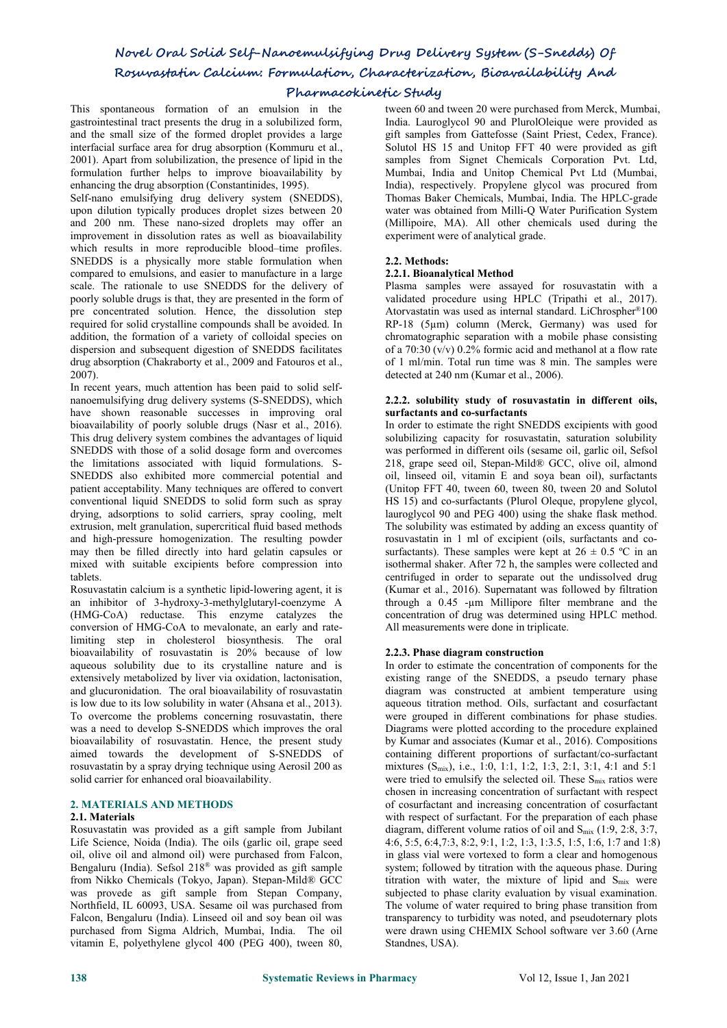This spontaneous formation of an emulsion in the gastrointestinal tract presents the drug in a solubilized form, and the small size of the formed droplet provides a large interfacial surface area for drug absorption (Kommuru et al., 2001). Apart from solubilization, the presence of lipid in the formulation further helps to improve bioavailability by enhancing the drug absorption (Constantinides, 1995).

Self-nano emulsifying drug delivery system (SNEDDS), upon dilution typically produces droplet sizes between 20 and 200 nm. These nano-sized droplets may offer an improvement in dissolution rates as well as bioavailability which results in more reproducible blood–time profiles. SNEDDS is a physically more stable formulation when compared to emulsions, and easier to manufacture in a large scale. The rationale to use SNEDDS for the delivery of poorly soluble drugs is that, they are presented in the form of pre concentrated solution. Hence, the dissolution step required for solid crystalline compounds shall be avoided. In addition, the formation of a variety of colloidal species on dispersion and subsequent digestion of SNEDDS facilitates drug absorption (Chakraborty et al., 2009 and Fatouros et al., 2007).

In recent years, much attention has been paid to solid self-nanoemulsifying drug delivery systems (S-SNEDDS), which have shown reasonable successes in improving oral bioavailability of poorly soluble drugs (Nasr et al., 2016). This drug delivery system combines the advantages of liquid SNEDDS with those of a solid dosage form and overcomes the limitations associated with liquid formulations. S-SNEDDS also exhibited more commercial potential and patient acceptability. Many techniques are offered to convert conventional liquid SNEDDS to solid form such as spray drying, adsorptions to solid carriers, spray cooling, melt extrusion, melt granulation, supercritical fluid based methods and high-pressure homogenization. The resulting powder may then be filled directly into hard gelatin capsules or mixed with suitable excipients before compression into tablets.

Rosuvastatin calcium is a synthetic lipid-lowering agent, it is an inhibitor of 3-hydroxy-3-methylglutaryl-coenzyme A (HMG-CoA) reductase. This enzyme catalyzes the conversion of HMG-CoA to mevalonate, an early and rate-limiting step in cholesterol biosynthesis. The oral bioavailability of rosuvastatin is 20% because of low aqueous solubility due to its crystalline nature and is extensively metabolized by liver via oxidation, lactonisation, and glucuronidation. The oral bioavailability of rosuvastatin is low due to its low solubility in water (Ahsana et al., 2013). To overcome the problems concerning rosuvastatin, there was a need to develop S-SNEDDS which improves the oral bioavailability of rosuvastatin. Hence, the present study aimed towards the development of S-SNEDDS of rosuvastatin by a spray drying technique using Aerosil 200 as solid carrier for enhanced oral bioavailability.

## 2. MATERIALS AND METHODS

### 2.1. Materials

Rosuvastatin was provided as a gift sample from Jubilant Life Science, Noida (India). The oils (garlic oil, grape seed oil, olive oil and almond oil) were purchased from Falcon, Bengaluru (India). Sefsol 218® was provided as gift sample from Nikko Chemicals (Tokyo, Japan). Stepan-Mild® GCC was provede as gift sample from Stepan Company, Northfield, IL 60093, USA. Sesame oil was purchased from Falcon, Bengaluru (India). Linseed oil and soy bean oil was purchased from Sigma Aldrich, Mumbai, India. The oil vitamin E, polyethylene glycol 400 (PEG 400), tween 80, tween 60 and tween 20 were purchased from Merck, Mumbai, India. Lauroglycol 90 and PlurolOleique were provided as gift samples from Gattefosse (Saint Priest, Cedex, France). Solutol HS 15 and Unitop FFT 40 were provided as gift samples from Signet Chemicals Corporation Pvt. Ltd, Mumbai, India and Unitop Chemical Pvt Ltd (Mumbai, India), respectively. Propylene glycol was procured from Thomas Baker Chemicals, Mumbai, India. The HPLC-grade water was obtained from Milli-Q Water Purification System (Millipoire, MA). All other chemicals used during the experiment were of analytical grade.

### 2.2. Methods:

#### 2.2.1. Bioanalytical Method

Plasma samples were assayed for rosuvastatin with a validated procedure using HPLC (Tripathi et al., 2017). Atorvastatin was used as internal standard. LiChrospher®100 RP-18 (5μm) column (Merck, Germany) was used for chromatographic separation with a mobile phase consisting of a 70:30 (v/v) 0.2% formic acid and methanol at a flow rate of 1 ml/min. Total run time was 8 min. The samples were detected at 240 nm (Kumar et al., 2006).

#### 2.2.2. solubility study of rosuvastatin in different oils, surfactants and co-surfactants

In order to estimate the right SNEDDS excipients with good solubilizing capacity for rosuvastatin, saturation solubility was performed in different oils (sesame oil, garlic oil, Sefsol 218, grape seed oil, Stepan-Mild® GCC, olive oil, almond oil, linseed oil, vitamin E and soya bean oil), surfactants (Unitop FFT 40, tween 60, tween 80, tween 20 and Solutol HS 15) and co-surfactants (Plurol Oleque, propylene glycol, lauroglycol 90 and PEG 400) using the shake flask method. The solubility was estimated by adding an excess quantity of rosuvastatin in 1 ml of excipient (oils, surfactants and co-surfactants). These samples were kept at 26 ± 0.5 ºC in an isothermal shaker. After 72 h, the samples were collected and centrifuged in order to separate out the undissolved drug (Kumar et al., 2016). Supernatant was followed by filtration through a 0.45 -μm Millipore filter membrane and the concentration of drug was determined using HPLC method. All measurements were done in triplicate.

#### 2.2.3. Phase diagram construction

In order to estimate the concentration of components for the existing range of the SNEDDS, a pseudo ternary phase diagram was constructed at ambient temperature using aqueous titration method. Oils, surfactant and cosurfactant were grouped in different combinations for phase studies. Diagrams were plotted according to the procedure explained by Kumar and associates (Kumar et al., 2016). Compositions containing different proportions of surfactant/co-surfactant mixtures ($S_{mix}$), i.e., 1:0, 1:1, 1:2, 1:3, 2:1, 3:1, 4:1 and 5:1 were tried to emulsify the selected oil. These $S_{mix}$ ratios were chosen in increasing concentration of surfactant with respect of cosurfactant and increasing concentration of cosurfactant with respect of surfactant. For the preparation of each phase diagram, different volume ratios of oil and $S_{mix}$ (1:9, 2:8, 3:7, 4:6, 5:5, 6:4,7:3, 8:2, 9:1, 1:2, 1:3, 1:3.5, 1:5, 1:6, 1:7 and 1:8) in glass vial were vortexed to form a clear and homogenous system; followed by titration with the aqueous phase. During titration with water, the mixture of lipid and $S_{mix}$ were subjected to phase clarity evaluation by visual examination. The volume of water required to bring phase transition from transparency to turbidity was noted, and pseudoternary plots were drawn using CHEMIX School software ver 3.60 (Arne Standnes, USA).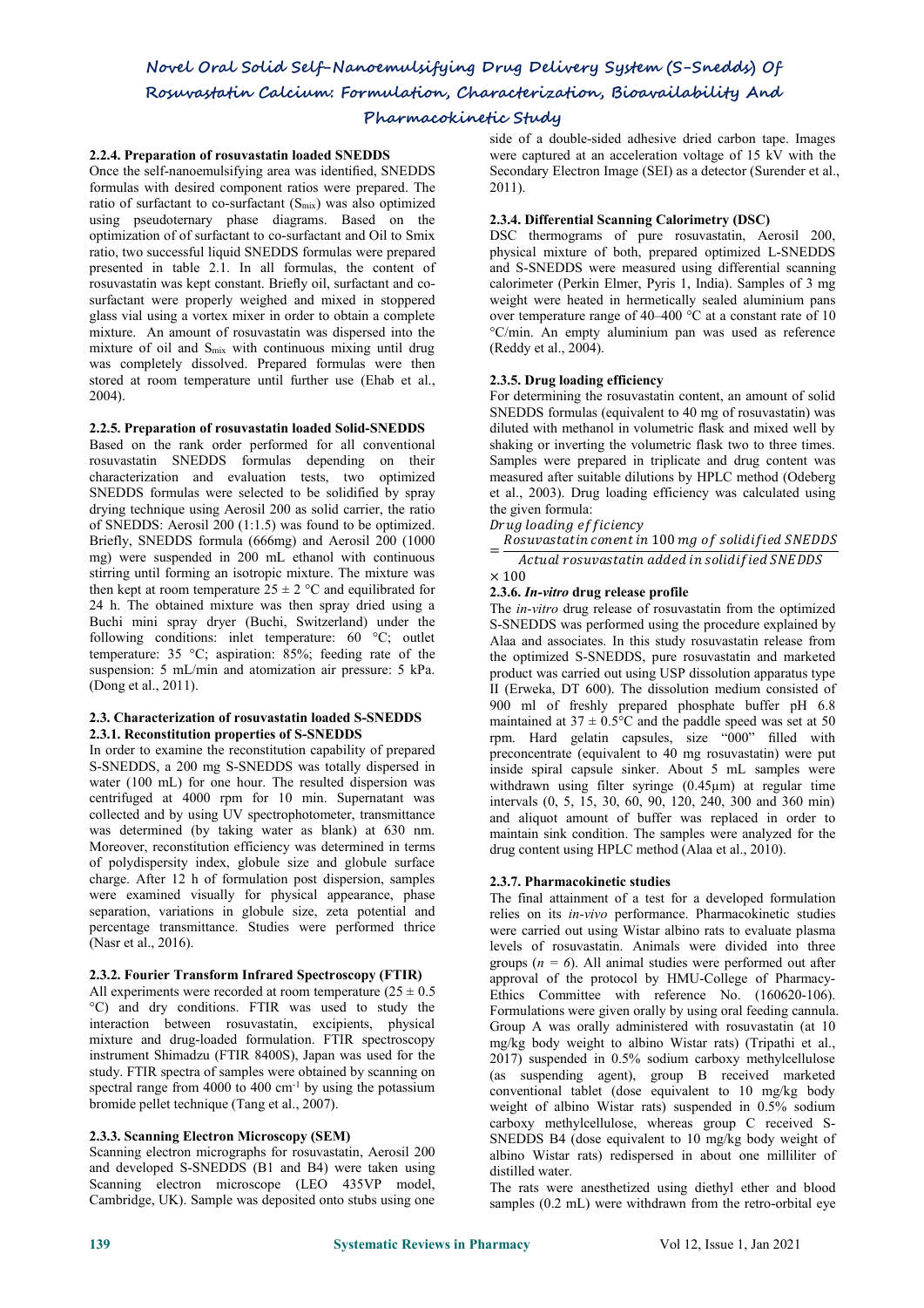#### 2.2.4. Preparation of rosuvastatin loaded SNEDDS

Once the self-nanoemulsifying area was identified, SNEDDS formulas with desired component ratios were prepared. The ratio of surfactant to co-surfactant ($S_{mix}$) was also optimized using pseudoternary phase diagrams. Based on the optimization of of surfactant to co-surfactant and Oil to Smix ratio, two successful liquid SNEDDS formulas were prepared presented in table 2.1. In all formulas, the content of rosuvastatin was kept constant. Briefly oil, surfactant and co-surfactant were properly weighed and mixed in stoppered glass vial using a vortex mixer in order to obtain a complete mixture. An amount of rosuvastatin was dispersed into the mixture of oil and $S_{mix}$ with continuous mixing until drug was completely dissolved. Prepared formulas were then stored at room temperature until further use (Ehab et al., 2004).

#### 2.2.5. Preparation of rosuvastatin loaded Solid-SNEDDS

Based on the rank order performed for all conventional rosuvastatin SNEDDS formulas depending on their characterization and evaluation tests, two optimized SNEDDS formulas were selected to be solidified by spray drying technique using Aerosil 200 as solid carrier, the ratio of SNEDDS: Aerosil 200 (1:1.5) was found to be optimized. Briefly, SNEDDS formula (666mg) and Aerosil 200 (1000 mg) were suspended in 200 mL ethanol with continuous stirring until forming an isotropic mixture. The mixture was then kept at room temperature 25 ± 2 °C and equilibrated for 24 h. The obtained mixture was then spray dried using a Buchi mini spray dryer (Buchi, Switzerland) under the following conditions: inlet temperature: 60 °C; outlet temperature: 35 °C; aspiration: 85%; feeding rate of the suspension: 5 mL/min and atomization air pressure: 5 kPa. (Dong et al., 2011).

### 2.3. Characterization of rosuvastatin loaded S-SNEDDS

#### 2.3.1. Reconstitution properties of S-SNEDDS

In order to examine the reconstitution capability of prepared S-SNEDDS, a 200 mg S-SNEDDS was totally dispersed in water (100 mL) for one hour. The resulted dispersion was centrifuged at 4000 rpm for 10 min. Supernatant was collected and by using UV spectrophotometer, transmittance was determined (by taking water as blank) at 630 nm. Moreover, reconstitution efficiency was determined in terms of polydispersity index, globule size and globule surface charge. After 12 h of formulation post dispersion, samples were examined visually for physical appearance, phase separation, variations in globule size, zeta potential and percentage transmittance. Studies were performed thrice (Nasr et al., 2016).

#### 2.3.2. Fourier Transform Infrared Spectroscopy (FTIR)

All experiments were recorded at room temperature (25 ± 0.5 °C) and dry conditions. FTIR was used to study the interaction between rosuvastatin, excipients, physical mixture and drug-loaded formulation. FTIR spectroscopy instrument Shimadzu (FTIR 8400S), Japan was used for the study. FTIR spectra of samples were obtained by scanning on spectral range from 4000 to 400 $cm^{-1}$ by using the potassium bromide pellet technique (Tang et al., 2007).

#### 2.3.3. Scanning Electron Microscopy (SEM)

Scanning electron micrographs for rosuvastatin, Aerosil 200 and developed S-SNEDDS (B1 and B4) were taken using Scanning electron microscope (LEO 435VP model, Cambridge, UK). Sample was deposited onto stubs using one side of a double-sided adhesive dried carbon tape. Images were captured at an acceleration voltage of 15 kV with the Secondary Electron Image (SEI) as a detector (Surender et al., 2011).

#### 2.3.4. Differential Scanning Calorimetry (DSC)

DSC thermograms of pure rosuvastatin, Aerosil 200, physical mixture of both, prepared optimized L-SNEDDS and S-SNEDDS were measured using differential scanning calorimeter (Perkin Elmer, Pyris 1, India). Samples of 3 mg weight were heated in hermetically sealed aluminium pans over temperature range of 40–400 °C at a constant rate of 10 °C/min. An empty aluminium pan was used as reference (Reddy et al., 2004).

#### 2.3.5. Drug loading efficiency

For determining the rosuvastatin content, an amount of solid SNEDDS formulas (equivalent to 40 mg of rosuvastatin) was diluted with methanol in volumetric flask and mixed well by shaking or inverting the volumetric flask two to three times. Samples were prepared in triplicate and drug content was measured after suitable dilutions by HPLC method (Odeberg et al., 2003). Drug loading efficiency was calculated using the given formula:

$$Drug\ loading\ efficiency = \frac{Rosuvastatin\ conent\ in\ 100\ mg\ of\ solidified\ SNEDDS}{Actual\ rosuvastatin\ added\ in\ solidified\ SNEDDS} \times 100$$

#### 2.3.6. *In-vitro* drug release profile

The *in-vitro* drug release of rosuvastatin from the optimized S-SNEDDS was performed using the procedure explained by Alaa and associates. In this study rosuvastatin release from the optimized S-SNEDDS, pure rosuvastatin and marketed product was carried out using USP dissolution apparatus type II (Erweka, DT 600). The dissolution medium consisted of 900 ml of freshly prepared phosphate buffer pH 6.8 maintained at 37 ± 0.5°C and the paddle speed was set at 50 rpm. Hard gelatin capsules, size "000" filled with preconcentrate (equivalent to 40 mg rosuvastatin) were put inside spiral capsule sinker. About 5 mL samples were withdrawn using filter syringe (0.45μm) at regular time intervals (0, 5, 15, 30, 60, 90, 120, 240, 300 and 360 min) and aliquot amount of buffer was replaced in order to maintain sink condition. The samples were analyzed for the drug content using HPLC method (Alaa et al., 2010).

#### 2.3.7. Pharmacokinetic studies

The final attainment of a test for a developed formulation relies on its *in-vivo* performance. Pharmacokinetic studies were carried out using Wistar albino rats to evaluate plasma levels of rosuvastatin. Animals were divided into three groups (*n* = 6). All animal studies were performed out after approval of the protocol by HMU-College of Pharmacy-Ethics Committee with reference No. (160620-106). Formulations were given orally by using oral feeding cannula. Group A was orally administered with rosuvastatin (at 10 mg/kg body weight to albino Wistar rats) (Tripathi et al., 2017) suspended in 0.5% sodium carboxy methylcellulose (as suspending agent), group B received marketed conventional tablet (dose equivalent to 10 mg/kg body weight of albino Wistar rats) suspended in 0.5% sodium carboxy methylcellulose, whereas group C received S-SNEDDS B4 (dose equivalent to 10 mg/kg body weight of albino Wistar rats) redispersed in about one milliliter of distilled water.

The rats were anesthetized using diethyl ether and blood samples (0.2 mL) were withdrawn from the retro-orbital eye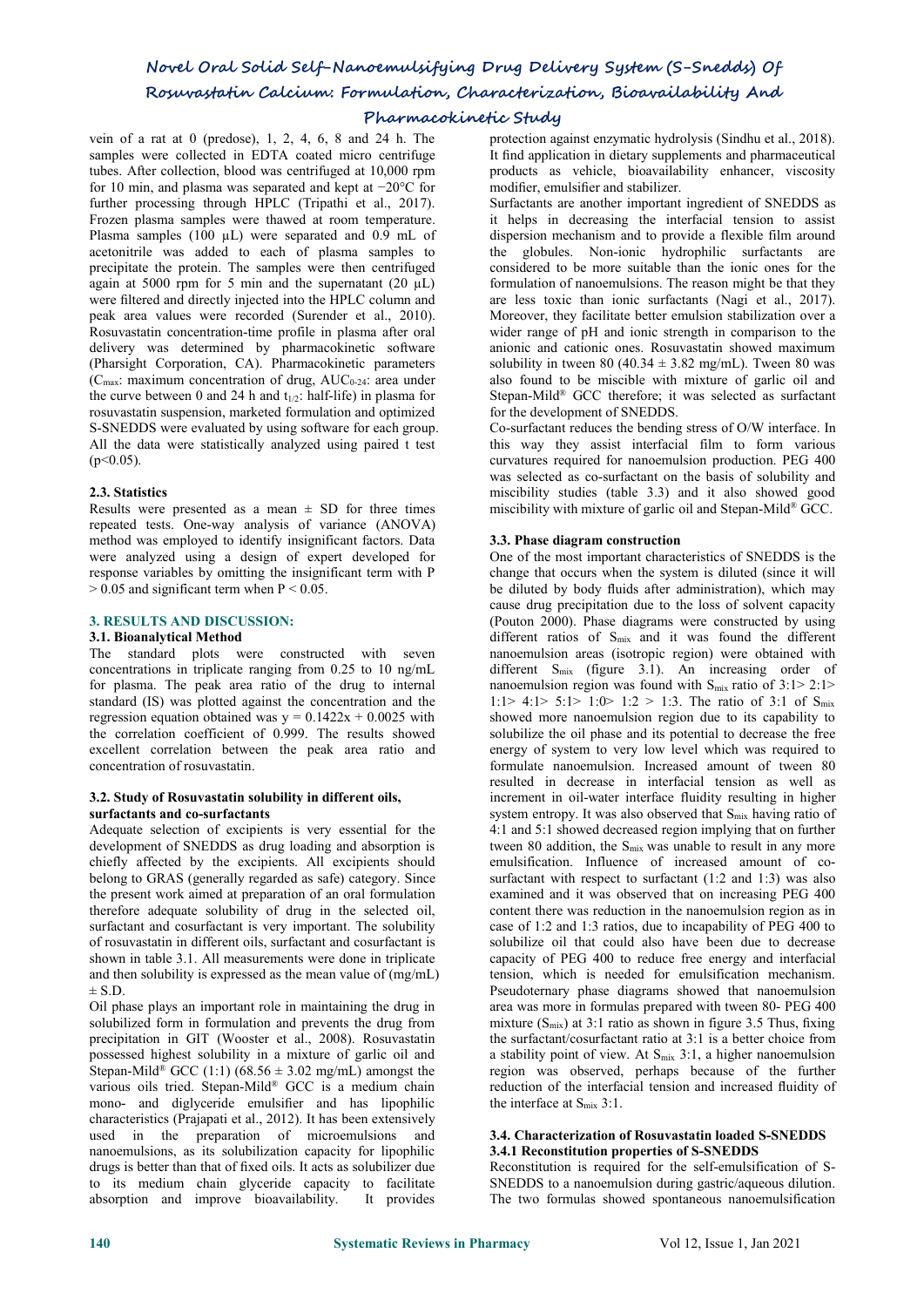vein of a rat at 0 (predose), 1, 2, 4, 6, 8 and 24 h. The samples were collected in EDTA coated micro centrifuge tubes. After collection, blood was centrifuged at 10,000 rpm for 10 min, and plasma was separated and kept at −20°C for further processing through HPLC (Tripathi et al., 2017). Frozen plasma samples were thawed at room temperature. Plasma samples (100 µL) were separated and 0.9 mL of acetonitrile was added to each of plasma samples to precipitate the protein. The samples were then centrifuged again at 5000 rpm for 5 min and the supernatant (20 µL) were filtered and directly injected into the HPLC column and peak area values were recorded (Surender et al., 2010). Rosuvastatin concentration-time profile in plasma after oral delivery was determined by pharmacokinetic software (Pharsight Corporation, CA). Pharmacokinetic parameters ($C_{max}$: maximum concentration of drug, $AUC_{0-24}$: area under the curve between 0 and 24 h and $t_{1/2}$: half-life) in plasma for rosuvastatin suspension, marketed formulation and optimized S-SNEDDS were evaluated by using software for each group. All the data were statistically analyzed using paired t test ($p<0.05$).

### 2.3. Statistics

Results were presented as a mean ± SD for three times repeated tests. One-way analysis of variance (ANOVA) method was employed to identify insignificant factors. Data were analyzed using a design of expert developed for response variables by omitting the insignificant term with P > 0.05 and significant term when P < 0.05.

## 3. RESULTS AND DISCUSSION:

### 3.1. Bioanalytical Method

The standard plots were constructed with seven concentrations in triplicate ranging from 0.25 to 10 ng/mL for plasma. The peak area ratio of the drug to internal standard (IS) was plotted against the concentration and the regression equation obtained was $y = 0.1422x + 0.0025$ with the correlation coefficient of 0.999. The results showed excellent correlation between the peak area ratio and concentration of rosuvastatin.

### 3.2. Study of Rosuvastatin solubility in different oils, surfactants and co-surfactants

Adequate selection of excipients is very essential for the development of SNEDDS as drug loading and absorption is chiefly affected by the excipients. All excipients should belong to GRAS (generally regarded as safe) category. Since the present work aimed at preparation of an oral formulation therefore adequate solubility of drug in the selected oil, surfactant and cosurfactant is very important. The solubility of rosuvastatin in different oils, surfactant and cosurfactant is shown in table 3.1. All measurements were done in triplicate and then solubility is expressed as the mean value of (mg/mL) ± S.D.

Oil phase plays an important role in maintaining the drug in solubilized form in formulation and prevents the drug from precipitation in GIT (Wooster et al., 2008). Rosuvastatin possessed highest solubility in a mixture of garlic oil and Stepan-Mild® GCC (1:1) (68.56 ± 3.02 mg/mL) amongst the various oils tried. Stepan-Mild® GCC is a medium chain mono- and diglyceride emulsifier and has lipophilic characteristics (Prajapati et al., 2012). It has been extensively used in the preparation of microemulsions and nanoemulsions, as its solubilization capacity for lipophilic drugs is better than that of fixed oils. It acts as solubilizer due to its medium chain glyceride capacity to facilitate absorption and improve bioavailability. It provides protection against enzymatic hydrolysis (Sindhu et al., 2018). It find application in dietary supplements and pharmaceutical products as vehicle, bioavailability enhancer, viscosity modifier, emulsifier and stabilizer.

Surfactants are another important ingredient of SNEDDS as it helps in decreasing the interfacial tension to assist dispersion mechanism and to provide a flexible film around the globules. Non-ionic hydrophilic surfactants are considered to be more suitable than the ionic ones for the formulation of nanoemulsions. The reason might be that they are less toxic than ionic surfactants (Nagi et al., 2017). Moreover, they facilitate better emulsion stabilization over a wider range of pH and ionic strength in comparison to the anionic and cationic ones. Rosuvastatin showed maximum solubility in tween 80 (40.34 ± 3.82 mg/mL). Tween 80 was also found to be miscible with mixture of garlic oil and Stepan-Mild® GCC therefore; it was selected as surfactant for the development of SNEDDS.

Co-surfactant reduces the bending stress of O/W interface. In this way they assist interfacial film to form various curvatures required for nanoemulsion production. PEG 400 was selected as co-surfactant on the basis of solubility and miscibility studies (table 3.3) and it also showed good miscibility with mixture of garlic oil and Stepan-Mild® GCC.

### 3.3. Phase diagram construction

One of the most important characteristics of SNEDDS is the change that occurs when the system is diluted (since it will be diluted by body fluids after administration), which may cause drug precipitation due to the loss of solvent capacity (Pouton 2000). Phase diagrams were constructed by using different ratios of $S_{mix}$ and it was found the different nanoemulsion areas (isotropic region) were obtained with different $S_{mix}$ (figure 3.1). An increasing order of nanoemulsion region was found with $S_{mix}$ ratio of 3:1> 2:1> 1:1> 4:1> 5:1> 1:0> 1:2 > 1:3. The ratio of 3:1 of $S_{mix}$ showed more nanoemulsion region due to its capability to solubilize the oil phase and its potential to decrease the free energy of system to very low level which was required to formulate nanoemulsion. Increased amount of tween 80 resulted in decrease in interfacial tension as well as increment in oil-water interface fluidity resulting in higher system entropy. It was also observed that $S_{mix}$ having ratio of 4:1 and 5:1 showed decreased region implying that on further tween 80 addition, the $S_{mix}$ was unable to result in any more emulsification. Influence of increased amount of co-surfactant with respect to surfactant (1:2 and 1:3) was also examined and it was observed that on increasing PEG 400 content there was reduction in the nanoemulsion region as in case of 1:2 and 1:3 ratios, due to incapability of PEG 400 to solubilize oil that could also have been due to decrease capacity of PEG 400 to reduce free energy and interfacial tension, which is needed for emulsification mechanism. Pseudoternary phase diagrams showed that nanoemulsion area was more in formulas prepared with tween 80- PEG 400 mixture ($S_{mix}$) at 3:1 ratio as shown in figure 3.5 Thus, fixing the surfactant/cosurfactant ratio at 3:1 is a better choice from a stability point of view. At $S_{mix}$ 3:1, a higher nanoemulsion region was observed, perhaps because of the further reduction of the interfacial tension and increased fluidity of the interface at $S_{mix}$ 3:1.

### 3.4. Characterization of Rosuvastatin loaded S-SNEDDS

#### 3.4.1 Reconstitution properties of S-SNEDDS

Reconstitution is required for the self-emulsification of S-SNEDDS to a nanoemulsion during gastric/aqueous dilution. The two formulas showed spontaneous nanoemulsification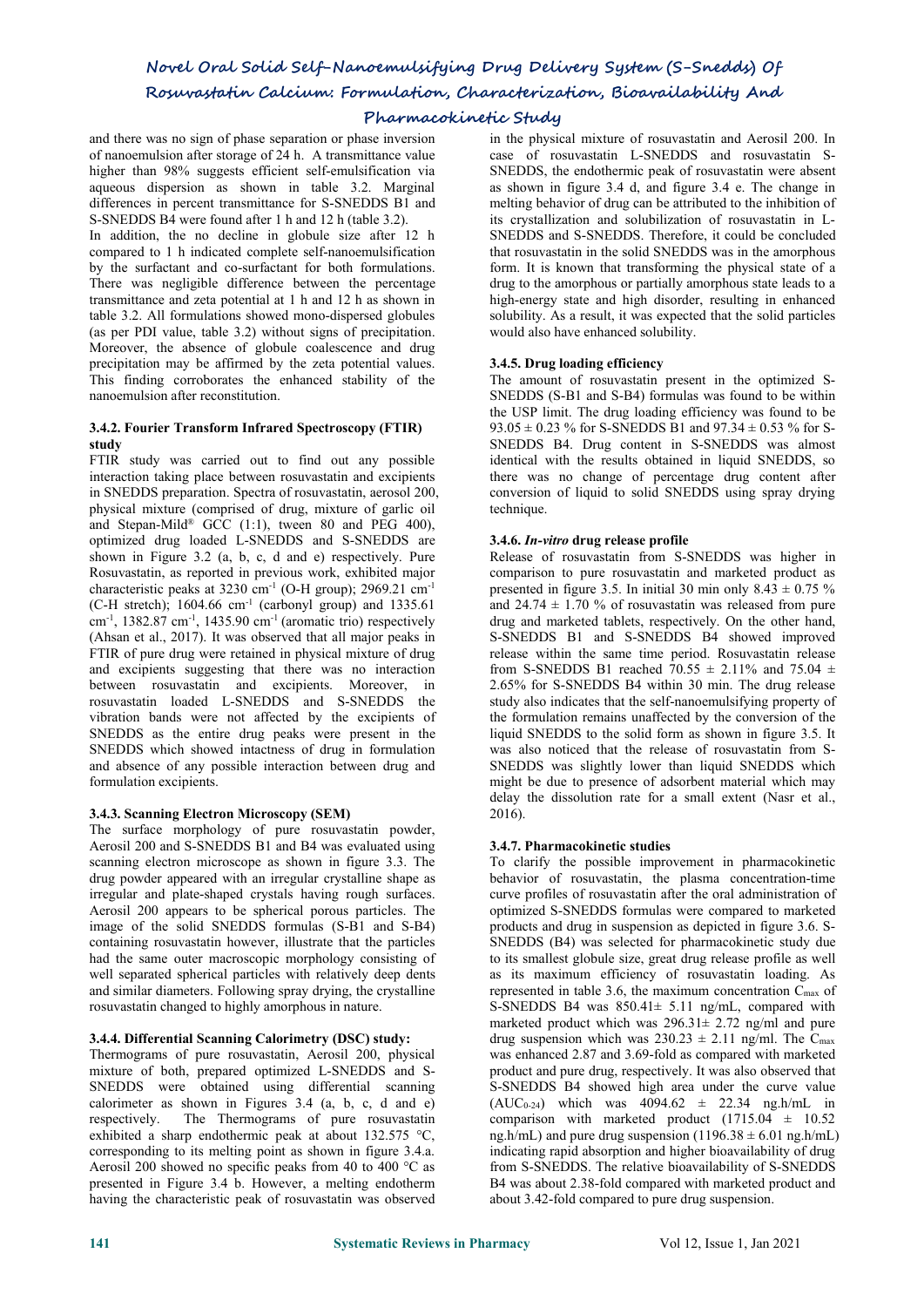and there was no sign of phase separation or phase inversion of nanoemulsion after storage of 24 h. A transmittance value higher than 98% suggests efficient self-emulsification via aqueous dispersion as shown in table 3.2. Marginal differences in percent transmittance for S-SNEDDS B1 and S-SNEDDS B4 were found after 1 h and 12 h (table 3.2).

In addition, the no decline in globule size after 12 h compared to 1 h indicated complete self-nanoemulsification by the surfactant and co-surfactant for both formulations. There was negligible difference between the percentage transmittance and zeta potential at 1 h and 12 h as shown in table 3.2. All formulations showed mono-dispersed globules (as per PDI value, table 3.2) without signs of precipitation. Moreover, the absence of globule coalescence and drug precipitation may be affirmed by the zeta potential values. This finding corroborates the enhanced stability of the nanoemulsion after reconstitution.

### 3.4.2. Fourier Transform Infrared Spectroscopy (FTIR) study

FTIR study was carried out to find out any possible interaction taking place between rosuvastatin and excipients in SNEDDS preparation. Spectra of rosuvastatin, aerosol 200, physical mixture (comprised of drug, mixture of garlic oil and Stepan-Mild® GCC (1:1), tween 80 and PEG 400), optimized drug loaded L-SNEDDS and S-SNEDDS are shown in Figure 3.2 (a, b, c, d and e) respectively. Pure Rosuvastatin, as reported in previous work, exhibited major characteristic peaks at 3230 $cm^{-1}$ (O-H group); 2969.21 $cm^{-1}$ (C-H stretch); 1604.66 $cm^{-1}$ (carbonyl group) and 1335.61 $cm^{-1}$, 1382.87 $cm^{-1}$, 1435.90 $cm^{-1}$ (aromatic trio) respectively (Ahsan et al., 2017). It was observed that all major peaks in FTIR of pure drug were retained in physical mixture of drug and excipients suggesting that there was no interaction between rosuvastatin and excipients. Moreover, in rosuvastatin loaded L-SNEDDS and S-SNEDDS the vibration bands were not affected by the excipients of SNEDDS as the entire drug peaks were present in the SNEDDS which showed intactness of drug in formulation and absence of any possible interaction between drug and formulation excipients.

### 3.4.3. Scanning Electron Microscopy (SEM)

The surface morphology of pure rosuvastatin powder, Aerosil 200 and S-SNEDDS B1 and B4 was evaluated using scanning electron microscope as shown in figure 3.3. The drug powder appeared with an irregular crystalline shape as irregular and plate-shaped crystals having rough surfaces. Aerosil 200 appears to be spherical porous particles. The image of the solid SNEDDS formulas (S-B1 and S-B4) containing rosuvastatin however, illustrate that the particles had the same outer macroscopic morphology consisting of well separated spherical particles with relatively deep dents and similar diameters. Following spray drying, the crystalline rosuvastatin changed to highly amorphous in nature.

### 3.4.4. Differential Scanning Calorimetry (DSC) study:

Thermograms of pure rosuvastatin, Aerosil 200, physical mixture of both, prepared optimized L-SNEDDS and S-SNEDDS were obtained using differential scanning calorimeter as shown in Figures 3.4 (a, b, c, d and e) respectively. The Thermograms of pure rosuvastatin exhibited a sharp endothermic peak at about 132.575 °C, corresponding to its melting point as shown in figure 3.4.a. Aerosil 200 showed no specific peaks from 40 to 400 °C as presented in Figure 3.4 b. However, a melting endotherm having the characteristic peak of rosuvastatin was observed in the physical mixture of rosuvastatin and Aerosil 200. In case of rosuvastatin L-SNEDDS and rosuvastatin S-SNEDDS, the endothermic peak of rosuvastatin were absent as shown in figure 3.4 d, and figure 3.4 e. The change in melting behavior of drug can be attributed to the inhibition of its crystallization and solubilization of rosuvastatin in L-SNEDDS and S-SNEDDS. Therefore, it could be concluded that rosuvastatin in the solid SNEDDS was in the amorphous form. It is known that transforming the physical state of a drug to the amorphous or partially amorphous state leads to a high-energy state and high disorder, resulting in enhanced solubility. As a result, it was expected that the solid particles would also have enhanced solubility.

### 3.4.5. Drug loading efficiency

The amount of rosuvastatin present in the optimized S-SNEDDS (S-B1 and S-B4) formulas was found to be within the USP limit. The drug loading efficiency was found to be 93.05 ± 0.23 % for S-SNEDDS B1 and 97.34 ± 0.53 % for S-SNEDDS B4. Drug content in S-SNEDDS was almost identical with the results obtained in liquid SNEDDS, so there was no change of percentage drug content after conversion of liquid to solid SNEDDS using spray drying technique.

### 3.4.6. *In-vitro* drug release profile

Release of rosuvastatin from S-SNEDDS was higher in comparison to pure rosuvastatin and marketed product as presented in figure 3.5. In initial 30 min only 8.43 ± 0.75 % and 24.74 ± 1.70 % of rosuvastatin was released from pure drug and marketed tablets, respectively. On the other hand, S-SNEDDS B1 and S-SNEDDS B4 showed improved release within the same time period. Rosuvastatin release from S-SNEDDS B1 reached 70.55 ± 2.11% and 75.04 ± 2.65% for S-SNEDDS B4 within 30 min. The drug release study also indicates that the self-nanoemulsifying property of the formulation remains unaffected by the conversion of the liquid SNEDDS to the solid form as shown in figure 3.5. It was also noticed that the release of rosuvastatin from S-SNEDDS was slightly lower than liquid SNEDDS which might be due to presence of adsorbent material which may delay the dissolution rate for a small extent (Nasr et al., 2016).

### 3.4.7. Pharmacokinetic studies

To clarify the possible improvement in pharmacokinetic behavior of rosuvastatin, the plasma concentration-time curve profiles of rosuvastatin after the oral administration of optimized S-SNEDDS formulas were compared to marketed products and drug in suspension as depicted in figure 3.6. S-SNEDDS (B4) was selected for pharmacokinetic study due to its smallest globule size, great drug release profile as well as its maximum efficiency of rosuvastatin loading. As represented in table 3.6, the maximum concentration $C_{max}$ of S-SNEDDS B4 was 850.41± 5.11 ng/mL, compared with marketed product which was 296.31± 2.72 ng/ml and pure drug suspension which was 230.23 ± 2.11 ng/ml. The $C_{max}$ was enhanced 2.87 and 3.69-fold as compared with marketed product and pure drug, respectively. It was also observed that S-SNEDDS B4 showed high area under the curve value ($AUC_{0-24}$) which was 4094.62 ± 22.34 ng.h/mL in comparison with marketed product (1715.04 ± 10.52 ng.h/mL) and pure drug suspension (1196.38 ± 6.01 ng.h/mL) indicating rapid absorption and higher bioavailability of drug from S-SNEDDS. The relative bioavailability of S-SNEDDS B4 was about 2.38-fold compared with marketed product and about 3.42-fold compared to pure drug suspension.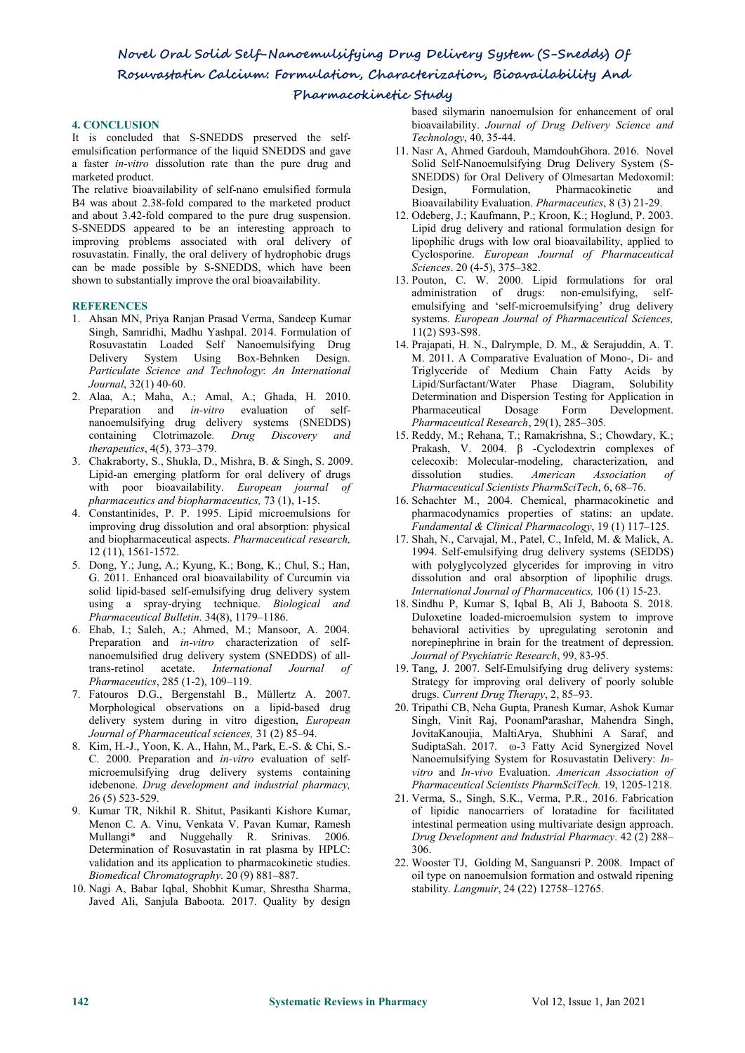## 4. CONCLUSION

It is concluded that S-SNEDDS preserved the self-emulsification performance of the liquid SNEDDS and gave a faster *in-vitro* dissolution rate than the pure drug and marketed product.

The relative bioavailability of self-nano emulsified formula B4 was about 2.38-fold compared to the marketed product and about 3.42-fold compared to the pure drug suspension. S-SNEDDS appeared to be an interesting approach to improving problems associated with oral delivery of rosuvastatin. Finally, the oral delivery of hydrophobic drugs can be made possible by S-SNEDDS, which have been shown to substantially improve the oral bioavailability.

## REFERENCES

1. Ahsan MN, Priya Ranjan Prasad Verma, Sandeep Kumar Singh, Samridhi, Madhu Yashpal. 2014. Formulation of Rosuvastatin Loaded Self Nanoemulsifying Drug Delivery System Using Box-Behnken Design. *Particulate Science and Technology*: *An International Journal*, 32(1) 40-60.
2. Alaa, A.; Maha, A.; Amal, A.; Ghada, H. 2010. Preparation and *in-vitro* evaluation of self-nanoemulsifying drug delivery systems (SNEDDS) containing Clotrimazole. *Drug Discovery and therapeutics*, 4(5), 373–379.
3. Chakraborty, S., Shukla, D., Mishra, B. & Singh, S. 2009. Lipid-an emerging platform for oral delivery of drugs with poor bioavailability. *European journal of pharmaceutics and biopharmaceutics,* 73 (1), 1-15.
4. Constantinides, P. P. 1995. Lipid microemulsions for improving drug dissolution and oral absorption: physical and biopharmaceutical aspects. *Pharmaceutical research,* 12 (11), 1561-1572.
5. Dong, Y.; Jung, A.; Kyung, K.; Bong, K.; Chul, S.; Han, G. 2011. Enhanced oral bioavailability of Curcumin via solid lipid-based self-emulsifying drug delivery system using a spray-drying technique. *Biological and Pharmaceutical Bulletin*. 34(8), 1179–1186.
6. Ehab, I.; Saleh, A.; Ahmed, M.; Mansoor, A. 2004. Preparation and *in-vitro* characterization of self-nanoemulsified drug delivery system (SNEDDS) of all-trans-retinol acetate. *International Journal of Pharmaceutics*, 285 (1-2), 109–119.
7. Fatouros D.G., Bergenstahl B., Müllertz A. 2007. Morphological observations on a lipid-based drug delivery system during in vitro digestion, *European Journal of Pharmaceutical sciences,* 31 (2) 85–94.
8. Kim, H.-J., Yoon, K. A., Hahn, M., Park, E.-S. & Chi, S.-C. 2000. Preparation and *in-vitro* evaluation of self-microemulsifying drug delivery systems containing idebenone. *Drug development and industrial pharmacy,* 26 (5) 523-529.
9. Kumar TR, Nikhil R. Shitut, Pasikanti Kishore Kumar, Menon C. A. Vinu, Venkata V. Pavan Kumar, Ramesh Mullangi* and Nuggehally R. Srinivas. 2006. Determination of Rosuvastatin in rat plasma by HPLC: validation and its application to pharmacokinetic studies. *Biomedical Chromatography*. 20 (9) 881–887.
10. Nagi A, Babar Iqbal, Shobhit Kumar, Shrestha Sharma, Javed Ali, Sanjula Baboota. 2017. Quality by design based silymarin nanoemulsion for enhancement of oral bioavailability. *Journal of Drug Delivery Science and Technology*, 40, 35-44.
11. Nasr A, Ahmed Gardouh, MamdouhGhora. 2016. Novel Solid Self-Nanoemulsifying Drug Delivery System (S-SNEDDS) for Oral Delivery of Olmesartan Medoxomil: Design, Formulation, Pharmacokinetic and Bioavailability Evaluation. *Pharmaceutics*, 8 (3) 21-29.
12. Odeberg, J.; Kaufmann, P.; Kroon, K.; Hoglund, P. 2003. Lipid drug delivery and rational formulation design for lipophilic drugs with low oral bioavailability, applied to Cyclosporine. *European Journal of Pharmaceutical Sciences*. 20 (4-5), 375–382.
13. Pouton, C. W. 2000. Lipid formulations for oral administration of drugs: non-emulsifying, self-emulsifying and 'self-microemulsifying' drug delivery systems. *European Journal of Pharmaceutical Sciences,* 11(2) S93-S98.
14. Prajapati, H. N., Dalrymple, D. M., & Serajuddin, A. T. M. 2011. A Comparative Evaluation of Mono-, Di- and Triglyceride of Medium Chain Fatty Acids by Lipid/Surfactant/Water Phase Diagram, Solubility Determination and Dispersion Testing for Application in Pharmaceutical Dosage Form Development. *Pharmaceutical Research*, 29(1), 285–305.
15. Reddy, M.; Rehana, T.; Ramakrishna, S.; Chowdary, K.; Prakash, V. 2004. β -Cyclodextrin complexes of celecoxib: Molecular-modeling, characterization, and dissolution studies. *American Association of Pharmaceutical Scientists PharmSciTech*, 6, 68–76.
16. Schachter M., 2004. Chemical, pharmacokinetic and pharmacodynamics properties of statins: an update. *Fundamental & Clinical Pharmacology*, 19 (1) 117–125.
17. Shah, N., Carvajal, M., Patel, C., Infeld, M. & Malick, A. 1994. Self-emulsifying drug delivery systems (SEDDS) with polyglycolyzed glycerides for improving in vitro dissolution and oral absorption of lipophilic drugs. *International Journal of Pharmaceutics,* 106 (1) 15-23.
18. Sindhu P, Kumar S, Iqbal B, Ali J, Baboota S. 2018. Duloxetine loaded-microemulsion system to improve behavioral activities by upregulating serotonin and norepinephrine in brain for the treatment of depression. *Journal of Psychiatric Research*, 99, 83-95.
19. Tang, J. 2007. Self-Emulsifying drug delivery systems: Strategy for improving oral delivery of poorly soluble drugs. *Current Drug Therapy*, 2, 85–93.
20. Tripathi CB, Neha Gupta, Pranesh Kumar, Ashok Kumar Singh, Vinit Raj, PoonamParashar, Mahendra Singh, JovitaKanoujia, MaltiArya, Shubhini A Saraf, and SudiptaSah. 2017. ω-3 Fatty Acid Synergized Novel Nanoemulsifying System for Rosuvastatin Delivery: *In-vitro* and *In-vivo* Evaluation. *American Association of Pharmaceutical Scientists PharmSciTech.* 19, 1205-1218.
21. Verma, S., Singh, S.K., Verma, P.R., 2016. Fabrication of lipidic nanocarriers of loratadine for facilitated intestinal permeation using multivariate design approach. *Drug Development and Industrial Pharmacy*. 42 (2) 288–306.
22. Wooster TJ, Golding M, Sanguansri P. 2008. Impact of oil type on nanoemulsion formation and ostwald ripening stability. *Langmuir*, 24 (22) 12758–12765.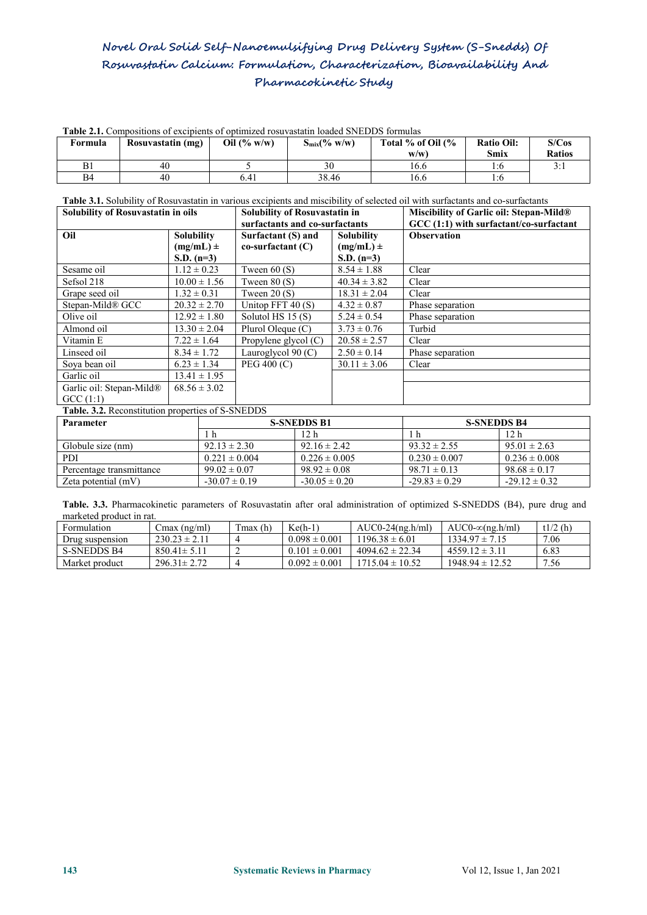**Table 2.1.** Compositions of excipients of optimized rosuvastatin loaded SNEDDS formulas

| Formula | Rosuvastatin (mg) | Oil (% w/w) | $S_{mix}$(% w/w) | Total % of Oil (% w/w) | Ratio Oil: Smix | S/Cos Ratios |
|---|---|---|---|---|---|---|
| B1 | 40 | 5 | 30 | 16.6 | 1:6 | 3:1 |
| B4 | 40 | 6.41 | 38.46 | 16.6 | 1:6 | |

**Table 3.1.** Solubility of Rosuvastatin in various excipients and miscibility of selected oil with surfactants and co-surfactants

| Solubility of Rosuvastatin in oils | | Solubility of Rosuvastatin in surfactants and co-surfactants | | Miscibility of Garlic oil: Stepan-Mild® GCC (1:1) with surfactant/co-surfactant |
|---|---|---|---|---|
| **Oil** | **Solubility (mg/mL) ± S.D. (n=3)** | **Surfactant (S) and co-surfactant (C)** | **Solubility (mg/mL) ± S.D. (n=3)** | **Observation** |
| Sesame oil | 1.12 ± 0.23 | Tween 60 (S) | 8.54 ± 1.88 | Clear |
| Sefsol 218 | 10.00 ± 1.56 | Tween 80 (S) | 40.34 ± 3.82 | Clear |
| Grape seed oil | 1.32 ± 0.31 | Tween 20 (S) | 18.31 ± 2.04 | Clear |
| Stepan-Mild® GCC | 20.32 ± 2.70 | Unitop FFT 40 (S) | 4.32 ± 0.87 | Phase separation |
| Olive oil | 12.92 ± 1.80 | Solutol HS 15 (S) | 5.24 ± 0.54 | Phase separation |
| Almond oil | 13.30 ± 2.04 | Plurol Oleque (C) | 3.73 ± 0.76 | Turbid |
| Vitamin E | 7.22 ± 1.64 | Propylene glycol (C) | 20.58 ± 2.57 | Clear |
| Linseed oil | 8.34 ± 1.72 | Lauroglycol 90 (C) | 2.50 ± 0.14 | Phase separation |
| Soya bean oil | 6.23 ± 1.34 | PEG 400 (C) | 30.11 ± 3.06 | Clear |
| Garlic oil | 13.41 ± 1.95 | | | |
| Garlic oil: Stepan-Mild® GCC (1:1) | 68.56 ± 3.02 | | | |

**Table. 3.2.** Reconstitution properties of S-SNEDDS

| Parameter | S-SNEDDS B1 | | S-SNEDDS B4 | |
|---|---|---|---|---|
| | 1 h | 12 h | 1 h | 12 h |
| Globule size (nm) | 92.13 ± 2.30 | 92.16 ± 2.42 | 93.32 ± 2.55 | 95.01 ± 2.63 |
| PDI | 0.221 ± 0.004 | 0.226 ± 0.005 | 0.230 ± 0.007 | 0.236 ± 0.008 |
| Percentage transmittance | 99.02 ± 0.07 | 98.92 ± 0.08 | 98.71 ± 0.13 | 98.68 ± 0.17 |
| Zeta potential (mV) | -30.07 ± 0.19 | -30.05 ± 0.20 | -29.83 ± 0.29 | -29.12 ± 0.32 |

**Table. 3.3.** Pharmacokinetic parameters of Rosuvastatin after oral administration of optimized S-SNEDDS (B4), pure drug and marketed product in rat.

| Formulation | Cmax (ng/ml) | Tmax (h) | Ke(h-1) | AUC0-24(ng.h/ml) | AUC0-∞(ng.h/ml) | t1/2 (h) |
|---|---|---|---|---|---|---|
| Drug suspension | 230.23 ± 2.11 | 4 | 0.098 ± 0.001 | 1196.38 ± 6.01 | 1334.97 ± 7.15 | 7.06 |
| S-SNEDDS B4 | 850.41± 5.11 | 2 | 0.101 ± 0.001 | 4094.62 ± 22.34 | 4559.12 ± 3.11 | 6.83 |
| Market product | 296.31± 2.72 | 4 | 0.092 ± 0.001 | 1715.04 ± 10.52 | 1948.94 ± 12.52 | 7.56 |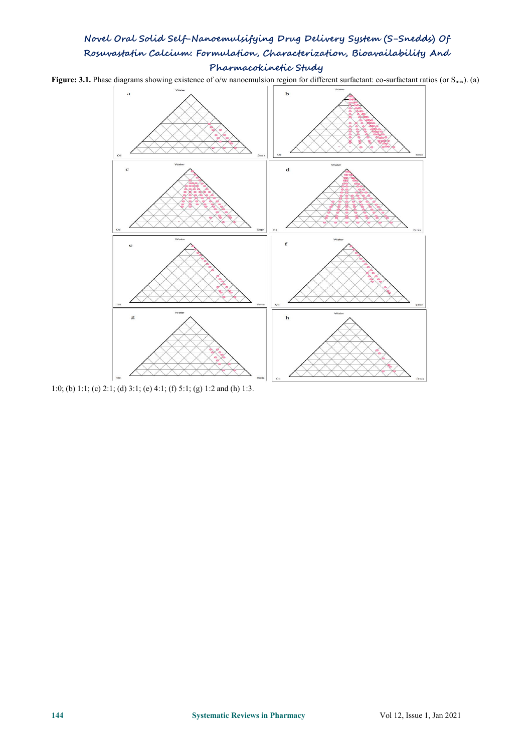**Figure: 3.1.** Phase diagrams showing existence of o/w nanoemulsion region for different surfactant: co-surfactant ratios (or $S_{mix}$). (a) 1:0; (b) 1:1; (c) 2:1; (d) 3:1; (e) 4:1; (f) 5:1; (g) 1:2 and (h) 1:3.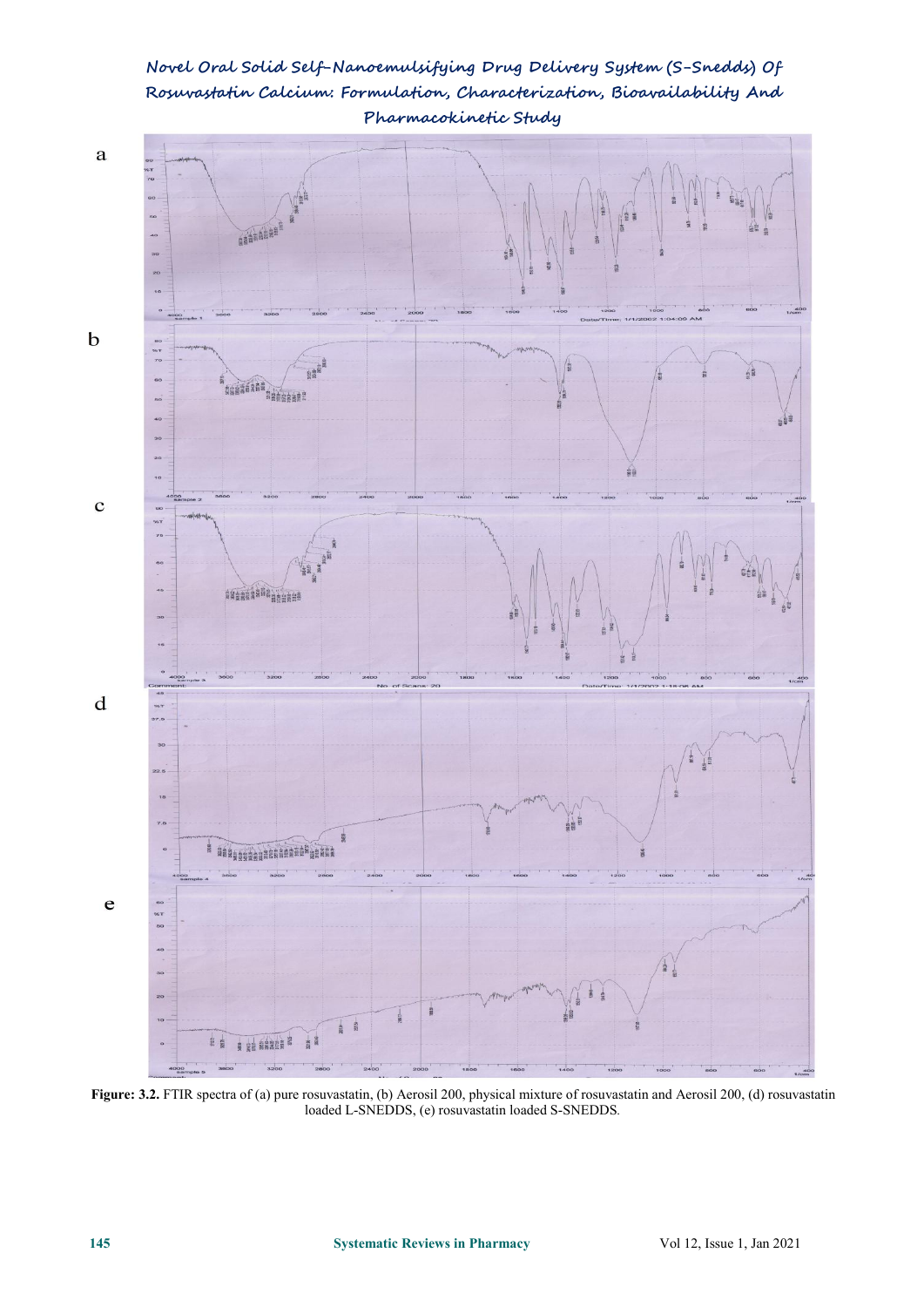**Figure: 3.2.** FTIR spectra of (a) pure rosuvastatin, (b) Aerosil 200, physical mixture of rosuvastatin and Aerosil 200, (d) rosuvastatin loaded L-SNEDDS, (e) rosuvastatin loaded S-SNEDDS.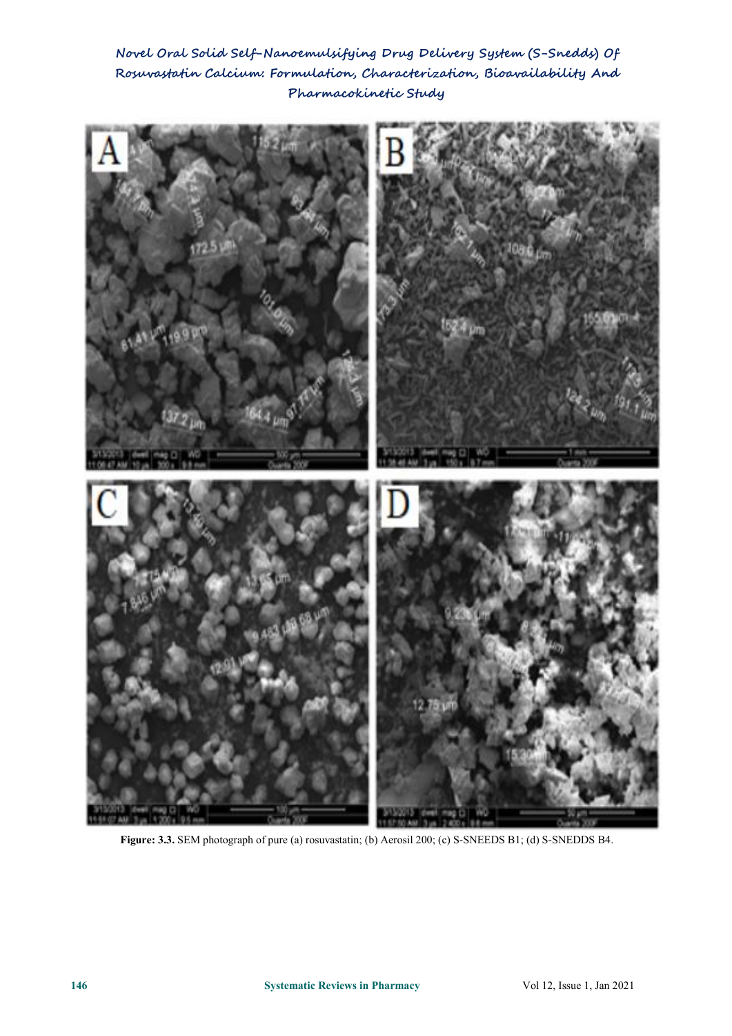Figure: 3.3. SEM photograph of pure (a) rosuvastatin; (b) Aerosil 200; (c) S-SNEEDS B1; (d) S-SNEDDS B4.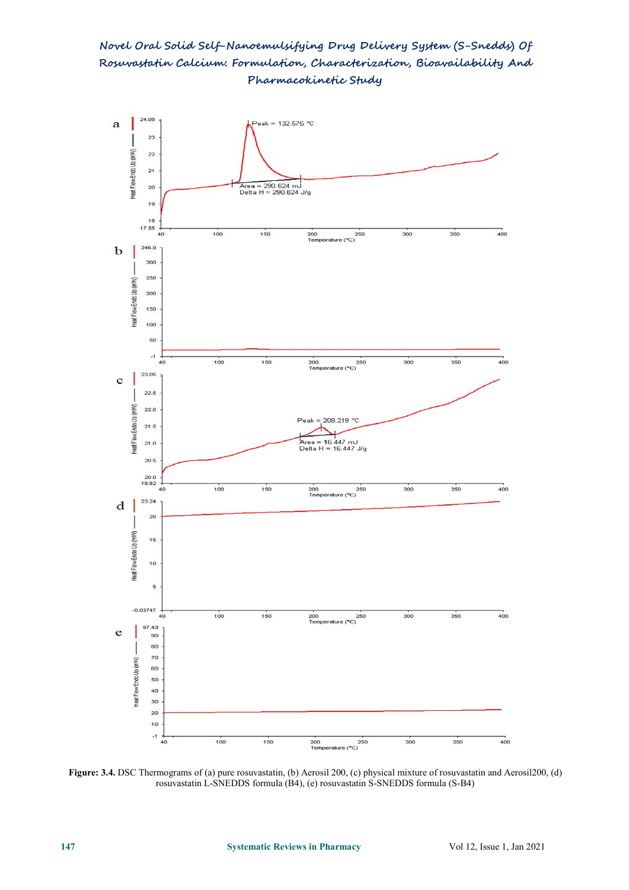**Figure: 3.4.** DSC Thermograms of (a) pure rosuvastatin, (b) Aerosil 200, (c) physical mixture of rosuvastatin and Aerosil200, (d) rosuvastatin L-SNEDDS formula (B4), (e) rosuvastatin S-SNEDDS formula (S-B4)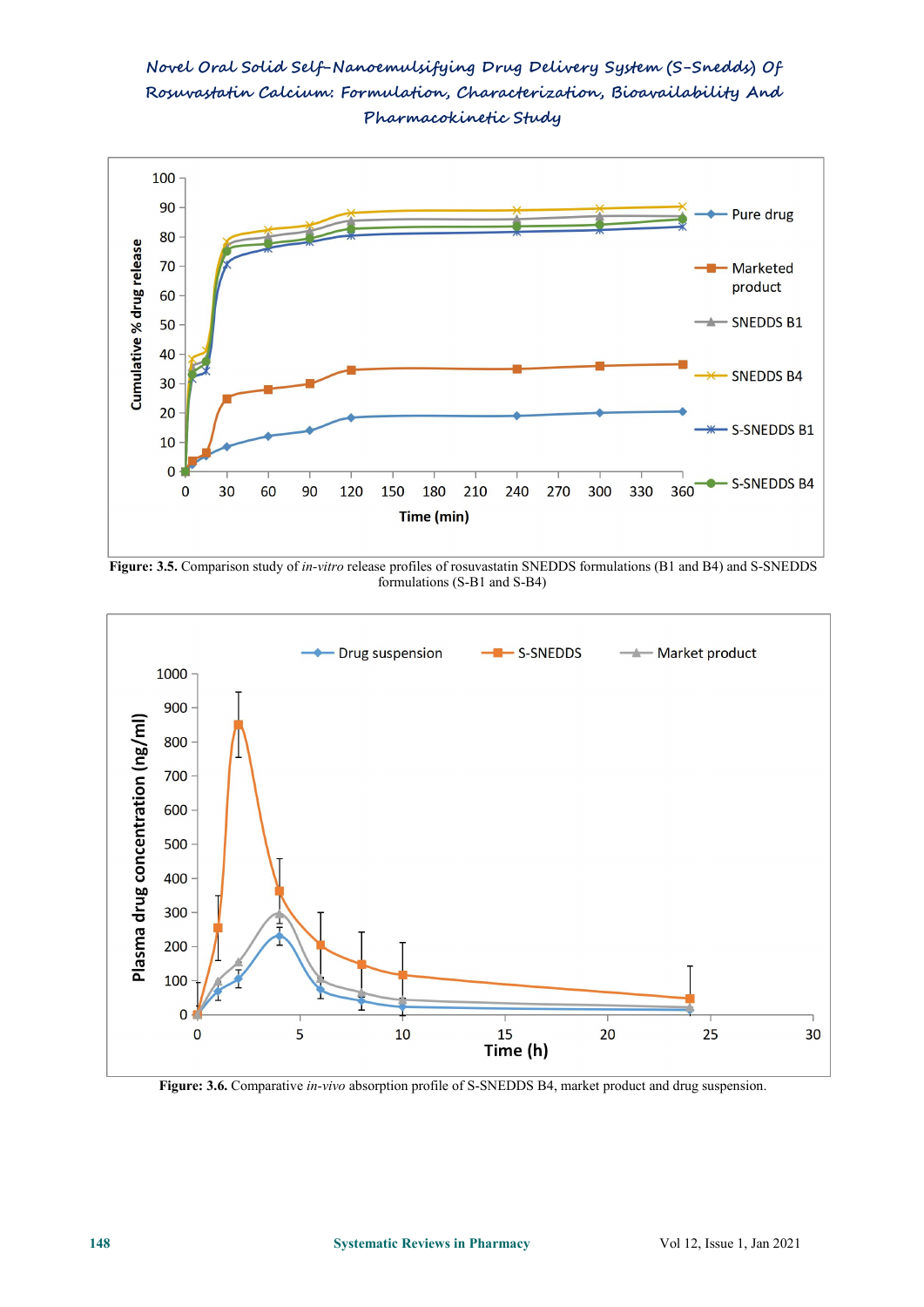100
90
80
70
60
50
40
30
20
10
0

Cumulative % drug release

0 30 60 90 120 150 180 210 240 270 300 330 360

Time (min)

Pure drug

Marketed product

SNEDDS B1

SNEDDS B4

S-SNEDDS B1

S-SNEDDS B4

**Figure: 3.5.** Comparison study of *in-vitro* release profiles of rosuvastatin SNEDDS formulations (B1 and B4) and S-SNEDDS formulations (S-B1 and S-B4)

Drug suspension S-SNEDDS Market product

1000
900
800
700
600
500
400
300
200
100
0

Plasma drug concentration (ng/ml)

0 5 10 15 20 25 30

Time (h)

**Figure: 3.6.** Comparative *in-vivo* absorption profile of S-SNEDDS B4, market product and drug suspension.